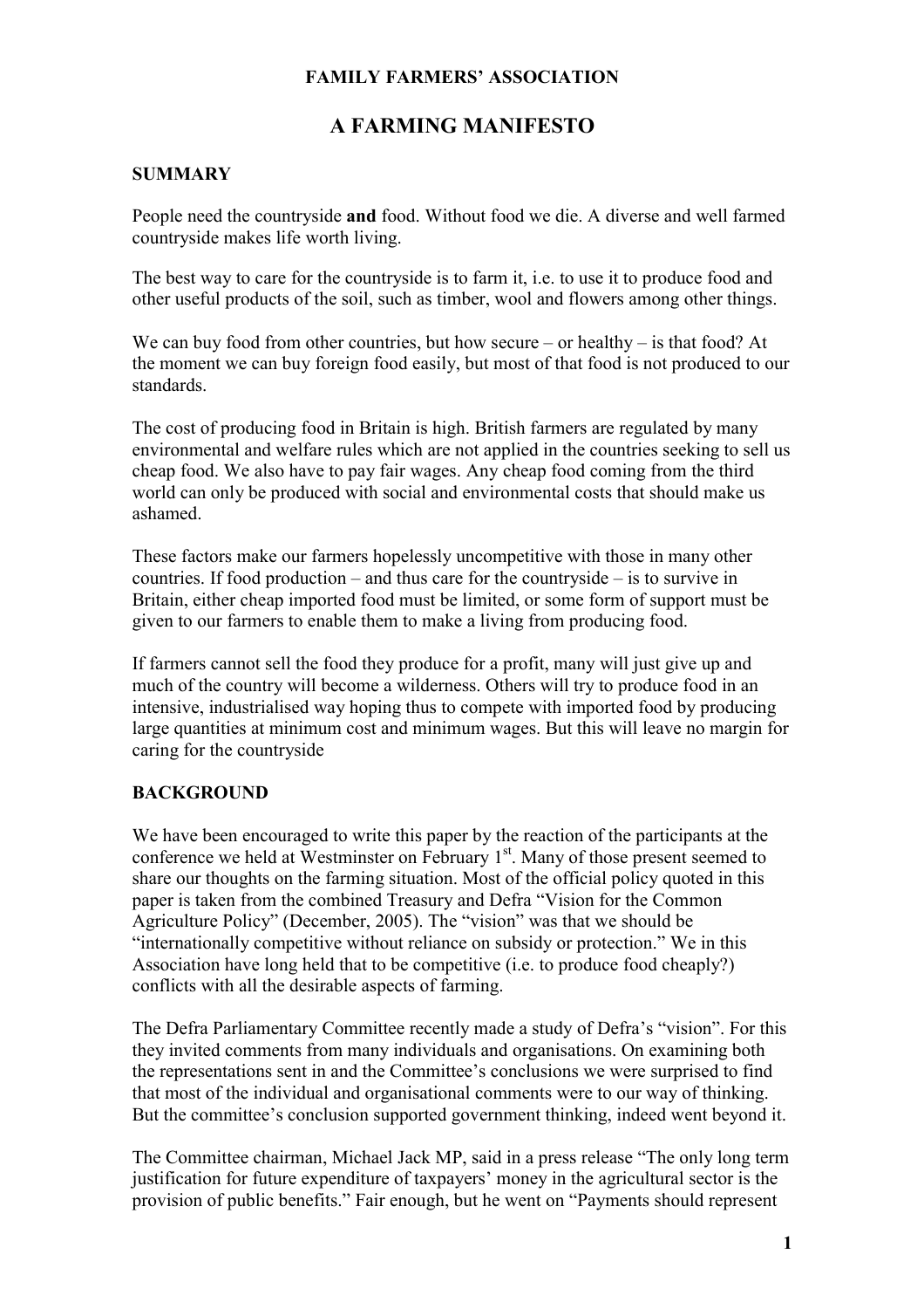**FAMILY FARMERS' ASSOCIATION**

# A FARMING MANIFESTO

## SUMMARY

People need the countryside **and** food. Without food we die. A diverse and well farmed countryside makes life worth living.

The best way to care for the countryside is to farm it, i.e. to use it to produce food and other useful products of the soil, such as timber, wool and flowers among other things.

We can buy food from other countries, but how secure – or healthy – is that food? At the moment we can buy foreign food easily, but most of that food is not produced to our standards.

The cost of producing food in Britain is high. British farmers are regulated by many environmental and welfare rules which are not applied in the countries seeking to sell us cheap food. We also have to pay fair wages. Any cheap food coming from the third world can only be produced with social and environmental costs that should make us ashamed.

These factors make our farmers hopelessly uncompetitive with those in many other countries. If food production – and thus care for the countryside – is to survive in Britain, either cheap imported food must be limited, or some form of support must be given to our farmers to enable them to make a living from producing food.

If farmers cannot sell the food they produce for a profit, many will just give up and much of the country will become a wilderness. Others will try to produce food in an intensive, industrialised way hoping thus to compete with imported food by producing large quantities at minimum cost and minimum wages. But this will leave no margin for caring for the countryside

## BACKGROUND

We have been encouraged to write this paper by the reaction of the participants at the conference we held at Westminster on February 1st. Many of those present seemed to share our thoughts on the farming situation. Most of the official policy quoted in this paper is taken from the combined Treasury and Defra "Vision for the Common Agriculture Policy" (December, 2005). The "vision" was that we should be "internationally competitive without reliance on subsidy or protection." We in this Association have long held that to be competitive (i.e. to produce food cheaply?) conflicts with all the desirable aspects of farming.

The Defra Parliamentary Committee recently made a study of Defra's "vision". For this they invited comments from many individuals and organisations. On examining both the representations sent in and the Committee's conclusions we were surprised to find that most of the individual and organisational comments were to our way of thinking. But the committee's conclusion supported government thinking, indeed went beyond it.

The Committee chairman, Michael Jack MP, said in a press release "The only long term justification for future expenditure of taxpayers' money in the agricultural sector is the provision of public benefits." Fair enough, but he went on "Payments should represent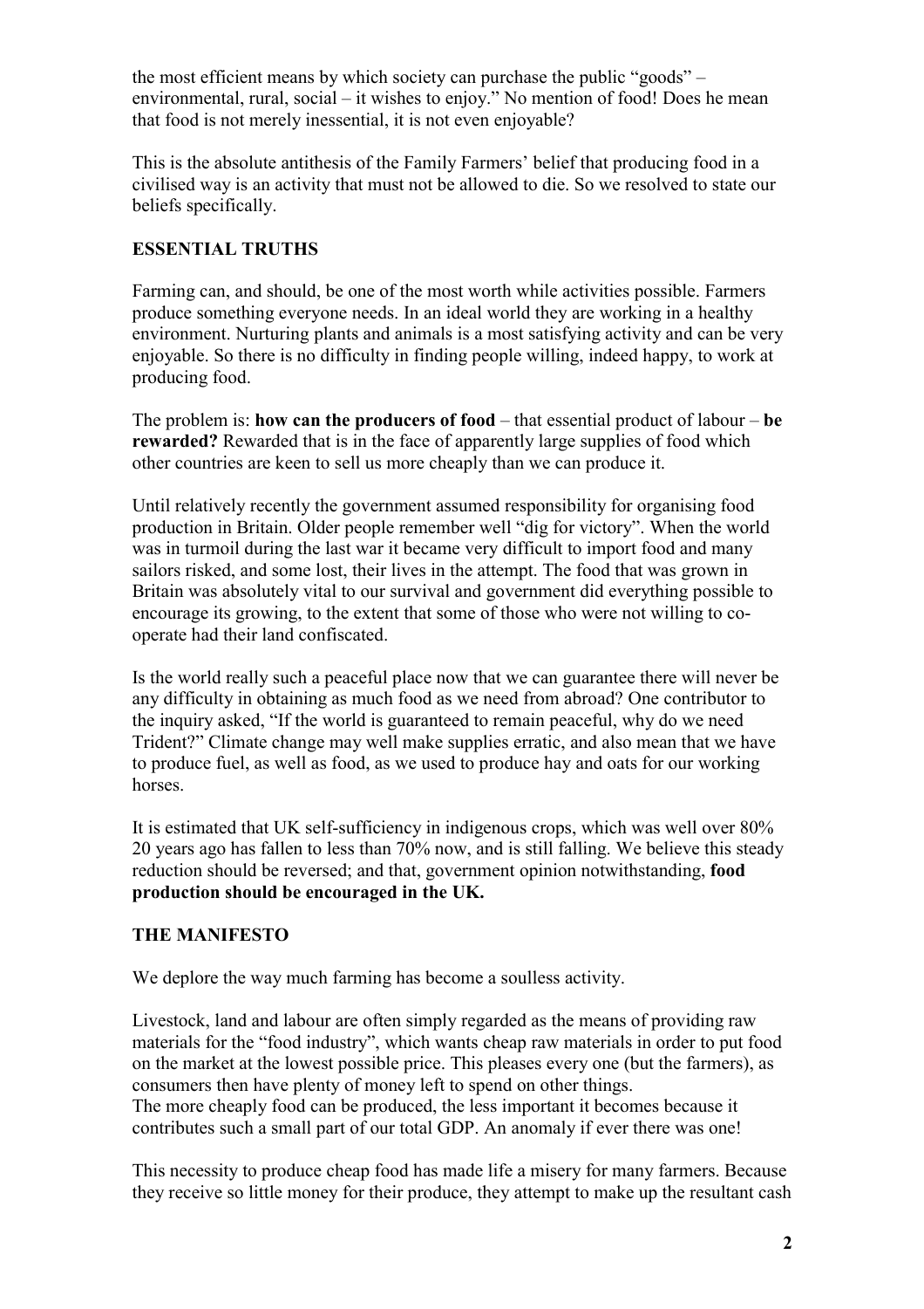the most efficient means by which society can purchase the public "goods" – environmental, rural, social – it wishes to enjoy." No mention of food! Does he mean that food is not merely inessential, it is not even enjoyable?

This is the absolute antithesis of the Family Farmers' belief that producing food in a civilised way is an activity that must not be allowed to die. So we resolved to state our beliefs specifically.

## ESSENTIAL TRUTHS

Farming can, and should, be one of the most worth while activities possible. Farmers produce something everyone needs. In an ideal world they are working in a healthy environment. Nurturing plants and animals is a most satisfying activity and can be very enjoyable. So there is no difficulty in finding people willing, indeed happy, to work at producing food.

The problem is: **how can the producers of food** – that essential product of labour – **be rewarded?** Rewarded that is in the face of apparently large supplies of food which other countries are keen to sell us more cheaply than we can produce it.

Until relatively recently the government assumed responsibility for organising food production in Britain. Older people remember well "dig for victory". When the world was in turmoil during the last war it became very difficult to import food and many sailors risked, and some lost, their lives in the attempt. The food that was grown in Britain was absolutely vital to our survival and government did everything possible to encourage its growing, to the extent that some of those who were not willing to co-operate had their land confiscated.

Is the world really such a peaceful place now that we can guarantee there will never be any difficulty in obtaining as much food as we need from abroad? One contributor to the inquiry asked, "If the world is guaranteed to remain peaceful, why do we need Trident?" Climate change may well make supplies erratic, and also mean that we have to produce fuel, as well as food, as we used to produce hay and oats for our working horses.

It is estimated that UK self-sufficiency in indigenous crops, which was well over 80% 20 years ago has fallen to less than 70% now, and is still falling. We believe this steady reduction should be reversed; and that, government opinion notwithstanding, **food production should be encouraged in the UK.**

## THE MANIFESTO

We deplore the way much farming has become a soulless activity.

Livestock, land and labour are often simply regarded as the means of providing raw materials for the "food industry", which wants cheap raw materials in order to put food on the market at the lowest possible price. This pleases every one (but the farmers), as consumers then have plenty of money left to spend on other things.
The more cheaply food can be produced, the less important it becomes because it contributes such a small part of our total GDP. An anomaly if ever there was one!

This necessity to produce cheap food has made life a misery for many farmers. Because they receive so little money for their produce, they attempt to make up the resultant cash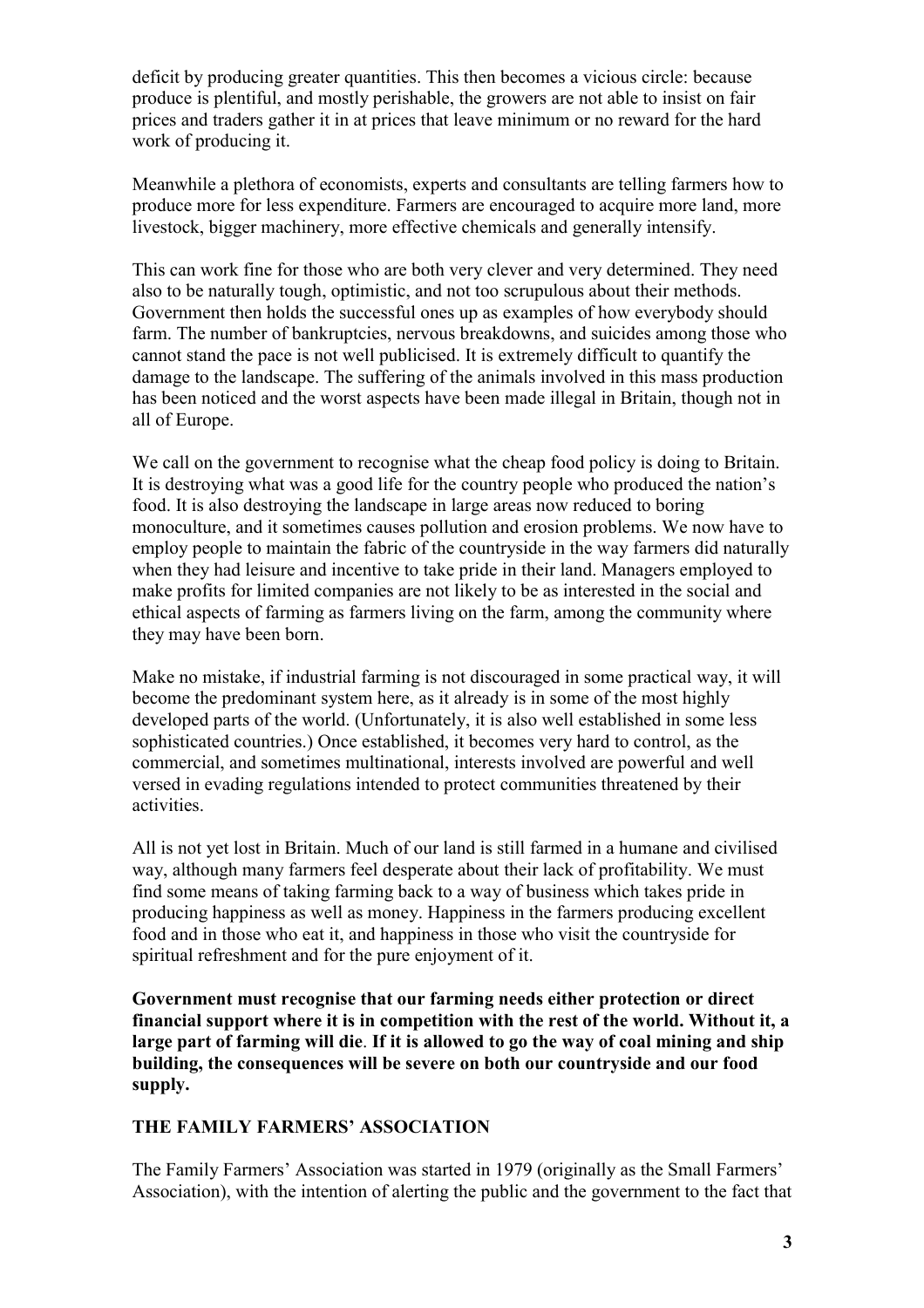deficit by producing greater quantities. This then becomes a vicious circle: because produce is plentiful, and mostly perishable, the growers are not able to insist on fair prices and traders gather it in at prices that leave minimum or no reward for the hard work of producing it.

Meanwhile a plethora of economists, experts and consultants are telling farmers how to produce more for less expenditure. Farmers are encouraged to acquire more land, more livestock, bigger machinery, more effective chemicals and generally intensify.

This can work fine for those who are both very clever and very determined. They need also to be naturally tough, optimistic, and not too scrupulous about their methods. Government then holds the successful ones up as examples of how everybody should farm. The number of bankruptcies, nervous breakdowns, and suicides among those who cannot stand the pace is not well publicised. It is extremely difficult to quantify the damage to the landscape. The suffering of the animals involved in this mass production has been noticed and the worst aspects have been made illegal in Britain, though not in all of Europe.

We call on the government to recognise what the cheap food policy is doing to Britain. It is destroying what was a good life for the country people who produced the nation's food. It is also destroying the landscape in large areas now reduced to boring monoculture, and it sometimes causes pollution and erosion problems. We now have to employ people to maintain the fabric of the countryside in the way farmers did naturally when they had leisure and incentive to take pride in their land. Managers employed to make profits for limited companies are not likely to be as interested in the social and ethical aspects of farming as farmers living on the farm, among the community where they may have been born.

Make no mistake, if industrial farming is not discouraged in some practical way, it will become the predominant system here, as it already is in some of the most highly developed parts of the world. (Unfortunately, it is also well established in some less sophisticated countries.) Once established, it becomes very hard to control, as the commercial, and sometimes multinational, interests involved are powerful and well versed in evading regulations intended to protect communities threatened by their activities.

All is not yet lost in Britain. Much of our land is still farmed in a humane and civilised way, although many farmers feel desperate about their lack of profitability. We must find some means of taking farming back to a way of business which takes pride in producing happiness as well as money. Happiness in the farmers producing excellent food and in those who eat it, and happiness in those who visit the countryside for spiritual refreshment and for the pure enjoyment of it.

**Government must recognise that our farming needs either protection or direct financial support where it is in competition with the rest of the world. Without it, a large part of farming will die**. **If it is allowed to go the way of coal mining and ship building, the consequences will be severe on both our countryside and our food supply.**

## THE FAMILY FARMERS' ASSOCIATION

The Family Farmers' Association was started in 1979 (originally as the Small Farmers' Association), with the intention of alerting the public and the government to the fact that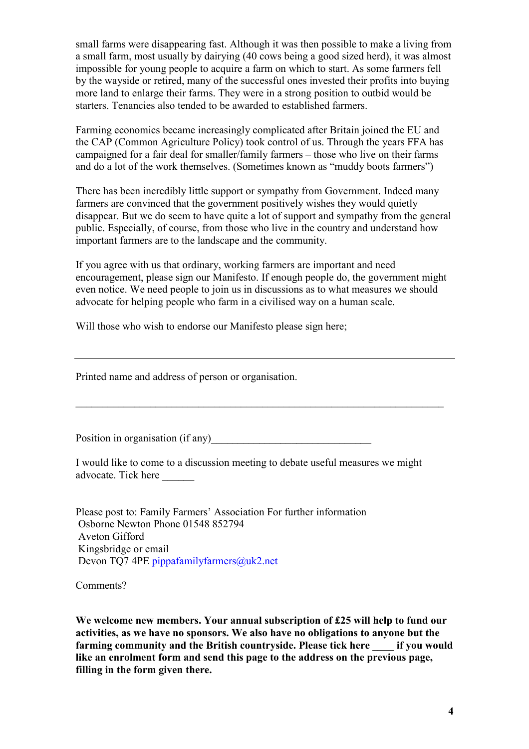small farms were disappearing fast. Although it was then possible to make a living from a small farm, most usually by dairying (40 cows being a good sized herd), it was almost impossible for young people to acquire a farm on which to start. As some farmers fell by the wayside or retired, many of the successful ones invested their profits into buying more land to enlarge their farms. They were in a strong position to outbid would be starters. Tenancies also tended to be awarded to established farmers.

Farming economics became increasingly complicated after Britain joined the EU and the CAP (Common Agriculture Policy) took control of us. Through the years FFA has campaigned for a fair deal for smaller/family farmers – those who live on their farms and do a lot of the work themselves. (Sometimes known as "muddy boots farmers")

There has been incredibly little support or sympathy from Government. Indeed many farmers are convinced that the government positively wishes they would quietly disappear. But we do seem to have quite a lot of support and sympathy from the general public. Especially, of course, from those who live in the country and understand how important farmers are to the landscape and the community.

If you agree with us that ordinary, working farmers are important and need encouragement, please sign our Manifesto. If enough people do, the government might even notice. We need people to join us in discussions as to what measures we should advocate for helping people who farm in a civilised way on a human scale.

Will those who wish to endorse our Manifesto please sign here;

---

Printed name and address of person or organisation.

___________________________________________________________________________

Position in organisation (if any)______________________________

I would like to come to a discussion meeting to debate useful measures we might advocate. Tick here ______

Please post to: Family Farmers' Association For further information
Osborne Newton Phone 01548 852794
Aveton Gifford
Kingsbridge or email
Devon TQ7 4PE pippafamilyfarmers@uk2.net

Comments?

**We welcome new members. Your annual subscription of £25 will help to fund our activities, as we have no sponsors. We also have no obligations to anyone but the farming community and the British countryside. Please tick here ____ if you would like an enrolment form and send this page to the address on the previous page, filling in the form given there.**